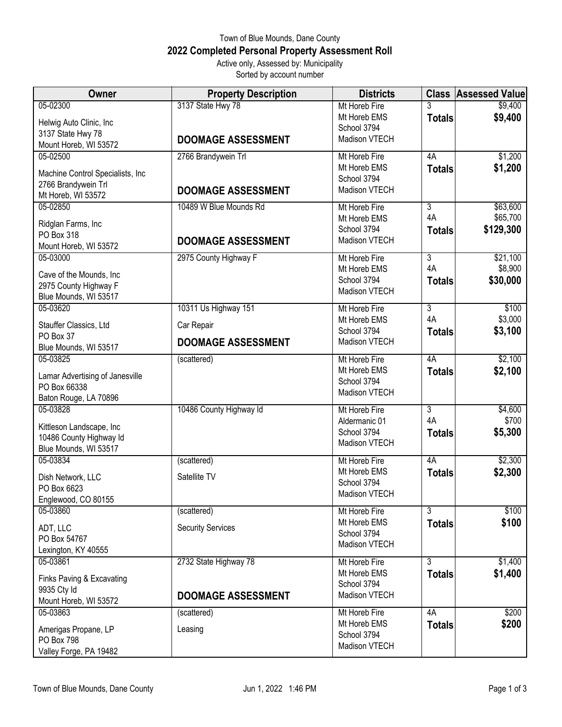Town of Blue Mounds, Dane County

# 2022 Completed Personal Property Assessment Roll

Active only, Assessed by: Municipality

Sorted by account number

| Owner | Property Description | Districts | Class | Assessed Value |
|---|---|---|---|---|
| 05-02300<br>Helwig Auto Clinic, Inc<br>3137 State Hwy 78<br>Mount Horeb, WI 53572 | 3137 State Hwy 78<br>**DOOMAGE ASSESSMENT** | Mt Horeb Fire<br>Mt Horeb EMS<br>School 3794<br>Madison VTECH | 3<br>**Totals** | $9,400<br>**$9,400** |
| 05-02500<br>Machine Control Specialists, Inc<br>2766 Brandywein Trl<br>Mt Horeb, WI 53572 | 2766 Brandywein Trl<br>**DOOMAGE ASSESSMENT** | Mt Horeb Fire<br>Mt Horeb EMS<br>School 3794<br>Madison VTECH | 4A<br>**Totals** | $1,200<br>**$1,200** |
| 05-02850<br>Ridglan Farms, Inc<br>PO Box 318<br>Mount Horeb, WI 53572 | 10489 W Blue Mounds Rd<br>**DOOMAGE ASSESSMENT** | Mt Horeb Fire<br>Mt Horeb EMS<br>School 3794<br>Madison VTECH | 3<br>4A<br>**Totals** | $63,600<br>$65,700<br>**$129,300** |
| 05-03000<br>Cave of the Mounds, Inc<br>2975 County Highway F<br>Blue Mounds, WI 53517 | 2975 County Highway F | Mt Horeb Fire<br>Mt Horeb EMS<br>School 3794<br>Madison VTECH | 3<br>4A<br>**Totals** | $21,100<br>$8,900<br>**$30,000** |
| 05-03620<br>Stauffer Classics, Ltd<br>PO Box 37<br>Blue Mounds, WI 53517 | 10311 Us Highway 151<br>Car Repair<br>**DOOMAGE ASSESSMENT** | Mt Horeb Fire<br>Mt Horeb EMS<br>School 3794<br>Madison VTECH | 3<br>4A<br>**Totals** | $100<br>$3,000<br>**$3,100** |
| 05-03825<br>Lamar Advertising of Janesville<br>PO Box 66338<br>Baton Rouge, LA 70896 | (scattered) | Mt Horeb Fire<br>Mt Horeb EMS<br>School 3794<br>Madison VTECH | 4A<br>**Totals** | $2,100<br>**$2,100** |
| 05-03828<br>Kittleson Landscape, Inc<br>10486 County Highway Id<br>Blue Mounds, WI 53517 | 10486 County Highway Id | Mt Horeb Fire<br>Aldermanic 01<br>School 3794<br>Madison VTECH | 3<br>4A<br>**Totals** | $4,600<br>$700<br>**$5,300** |
| 05-03834<br>Dish Network, LLC<br>PO Box 6623<br>Englewood, CO 80155 | (scattered)<br>Satellite TV | Mt Horeb Fire<br>Mt Horeb EMS<br>School 3794<br>Madison VTECH | 4A<br>**Totals** | $2,300<br>**$2,300** |
| 05-03860<br>ADT, LLC<br>PO Box 54767<br>Lexington, KY 40555 | (scattered)<br>Security Services | Mt Horeb Fire<br>Mt Horeb EMS<br>School 3794<br>Madison VTECH | 3<br>**Totals** | $100<br>**$100** |
| 05-03861<br>Finks Paving & Excavating<br>9935 Cty Id<br>Mount Horeb, WI 53572 | 2732 State Highway 78<br>**DOOMAGE ASSESSMENT** | Mt Horeb Fire<br>Mt Horeb EMS<br>School 3794<br>Madison VTECH | 3<br>**Totals** | $1,400<br>**$1,400** |
| 05-03863<br>Amerigas Propane, LP<br>PO Box 798<br>Valley Forge, PA 19482 | (scattered)<br>Leasing | Mt Horeb Fire<br>Mt Horeb EMS<br>School 3794<br>Madison VTECH | 4A<br>**Totals** | $200<br>**$200** |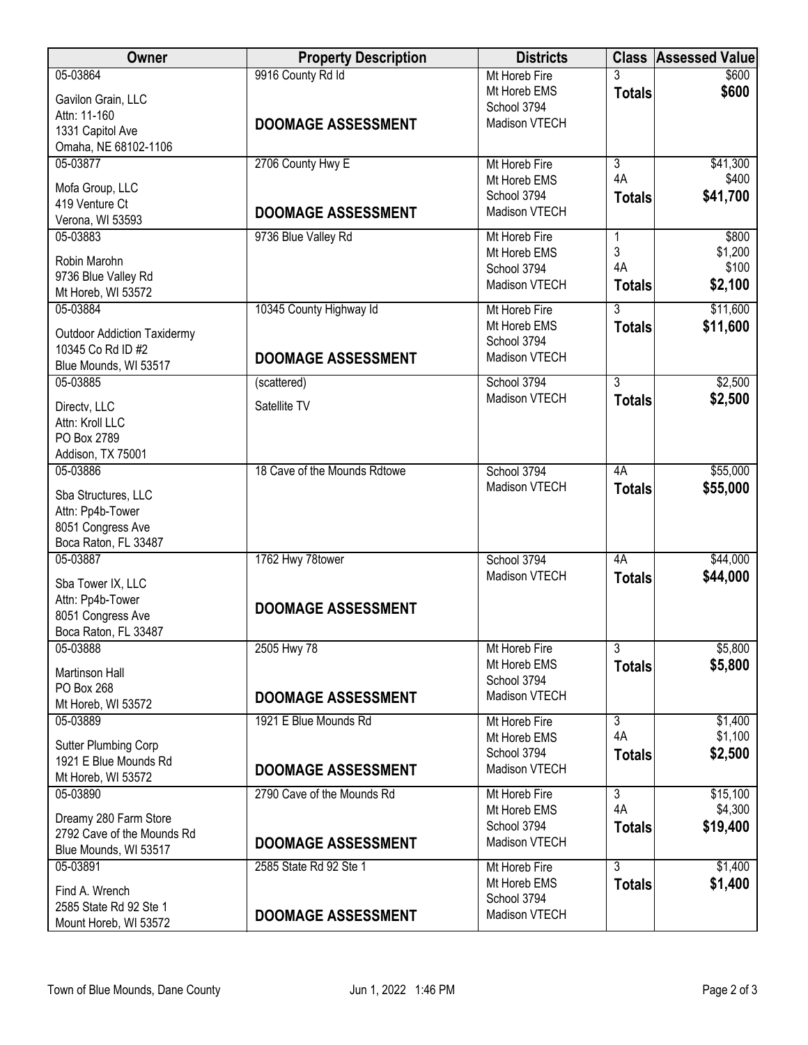| Owner | Property Description | Districts | Class | Assessed Value |
|---|---|---|---|---|
| 05-03864<br>Gavilon Grain, LLC<br>Attn: 11-160<br>1331 Capitol Ave<br>Omaha, NE 68102-1106 | 9916 County Rd Id<br><br>**DOOMAGE ASSESSMENT** | Mt Horeb Fire<br>Mt Horeb EMS<br>School 3794<br>Madison VTECH | 3<br>**Totals** | $600<br>**$600** |
| 05-03877<br>Mofa Group, LLC<br>419 Venture Ct<br>Verona, WI 53593 | 2706 County Hwy E<br><br>**DOOMAGE ASSESSMENT** | Mt Horeb Fire<br>Mt Horeb EMS<br>School 3794<br>Madison VTECH | 3<br>4A<br>**Totals** | $41,300<br>$400<br>**$41,700** |
| 05-03883<br>Robin Marohn<br>9736 Blue Valley Rd<br>Mt Horeb, WI 53572 | 9736 Blue Valley Rd | Mt Horeb Fire<br>Mt Horeb EMS<br>School 3794<br>Madison VTECH | 1<br>3<br>4A<br>**Totals** | $800<br>$1,200<br>$100<br>**$2,100** |
| 05-03884<br>Outdoor Addiction Taxidermy<br>10345 Co Rd ID #2<br>Blue Mounds, WI 53517 | 10345 County Highway Id<br><br>**DOOMAGE ASSESSMENT** | Mt Horeb Fire<br>Mt Horeb EMS<br>School 3794<br>Madison VTECH | 3<br>**Totals** | $11,600<br>**$11,600** |
| 05-03885<br>Directv, LLC<br>Attn: Kroll LLC<br>PO Box 2789<br>Addison, TX 75001 | (scattered)<br>Satellite TV | School 3794<br>Madison VTECH | 3<br>**Totals** | $2,500<br>**$2,500** |
| 05-03886<br>Sba Structures, LLC<br>Attn: Pp4b-Tower<br>8051 Congress Ave<br>Boca Raton, FL 33487 | 18 Cave of the Mounds Rdtowe | School 3794<br>Madison VTECH | 4A<br>**Totals** | $55,000<br>**$55,000** |
| 05-03887<br>Sba Tower IX, LLC<br>Attn: Pp4b-Tower<br>8051 Congress Ave<br>Boca Raton, FL 33487 | 1762 Hwy 78tower<br><br>**DOOMAGE ASSESSMENT** | School 3794<br>Madison VTECH | 4A<br>**Totals** | $44,000<br>**$44,000** |
| 05-03888<br>Martinson Hall<br>PO Box 268<br>Mt Horeb, WI 53572 | 2505 Hwy 78<br><br>**DOOMAGE ASSESSMENT** | Mt Horeb Fire<br>Mt Horeb EMS<br>School 3794<br>Madison VTECH | 3<br>**Totals** | $5,800<br>**$5,800** |
| 05-03889<br>Sutter Plumbing Corp<br>1921 E Blue Mounds Rd<br>Mt Horeb, WI 53572 | 1921 E Blue Mounds Rd<br><br>**DOOMAGE ASSESSMENT** | Mt Horeb Fire<br>Mt Horeb EMS<br>School 3794<br>Madison VTECH | 3<br>4A<br>**Totals** | $1,400<br>$1,100<br>**$2,500** |
| 05-03890<br>Dreamy 280 Farm Store<br>2792 Cave of the Mounds Rd<br>Blue Mounds, WI 53517 | 2790 Cave of the Mounds Rd<br><br>**DOOMAGE ASSESSMENT** | Mt Horeb Fire<br>Mt Horeb EMS<br>School 3794<br>Madison VTECH | 3<br>4A<br>**Totals** | $15,100<br>$4,300<br>**$19,400** |
| 05-03891<br>Find A. Wrench<br>2585 State Rd 92 Ste 1<br>Mount Horeb, WI 53572 | 2585 State Rd 92 Ste 1<br><br>**DOOMAGE ASSESSMENT** | Mt Horeb Fire<br>Mt Horeb EMS<br>School 3794<br>Madison VTECH | 3<br>**Totals** | $1,400<br>**$1,400** |

Town of Blue Mounds, Dane County — Jun 1, 2022 1:46 PM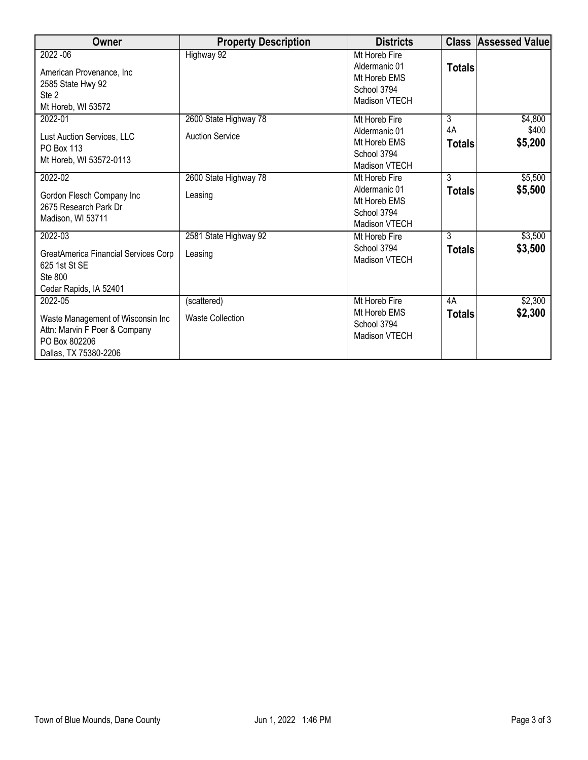| Owner | Property Description | Districts | Class | Assessed Value |
|---|---|---|---|---|
| 2022 -06<br>American Provenance, Inc<br>2585 State Hwy 92<br>Ste 2<br>Mt Horeb, WI 53572 | Highway 92 | Mt Horeb Fire<br>Aldermanic 01<br>Mt Horeb EMS<br>School 3794<br>Madison VTECH | **Totals** | |
| 2022-01<br>Lust Auction Services, LLC<br>PO Box 113<br>Mt Horeb, WI 53572-0113 | 2600 State Highway 78<br>Auction Service | Mt Horeb Fire<br>Aldermanic 01<br>Mt Horeb EMS<br>School 3794<br>Madison VTECH | 3<br>4A<br>**Totals** | $4,800<br>$400<br>**$5,200** |
| 2022-02<br>Gordon Flesch Company Inc<br>2675 Research Park Dr<br>Madison, WI 53711 | 2600 State Highway 78<br>Leasing | Mt Horeb Fire<br>Aldermanic 01<br>Mt Horeb EMS<br>School 3794<br>Madison VTECH | 3<br>**Totals** | $5,500<br>**$5,500** |
| 2022-03<br>GreatAmerica Financial Services Corp<br>625 1st St SE<br>Ste 800<br>Cedar Rapids, IA 52401 | 2581 State Highway 92<br>Leasing | Mt Horeb Fire<br>School 3794<br>Madison VTECH | 3<br>**Totals** | $3,500<br>**$3,500** |
| 2022-05<br>Waste Management of Wisconsin Inc<br>Attn: Marvin F Poer & Company<br>PO Box 802206<br>Dallas, TX 75380-2206 | (scattered)<br>Waste Collection | Mt Horeb Fire<br>Mt Horeb EMS<br>School 3794<br>Madison VTECH | 4A<br>**Totals** | $2,300<br>**$2,300** |

Town of Blue Mounds, Dane County    Jun 1, 2022 1:46 PM